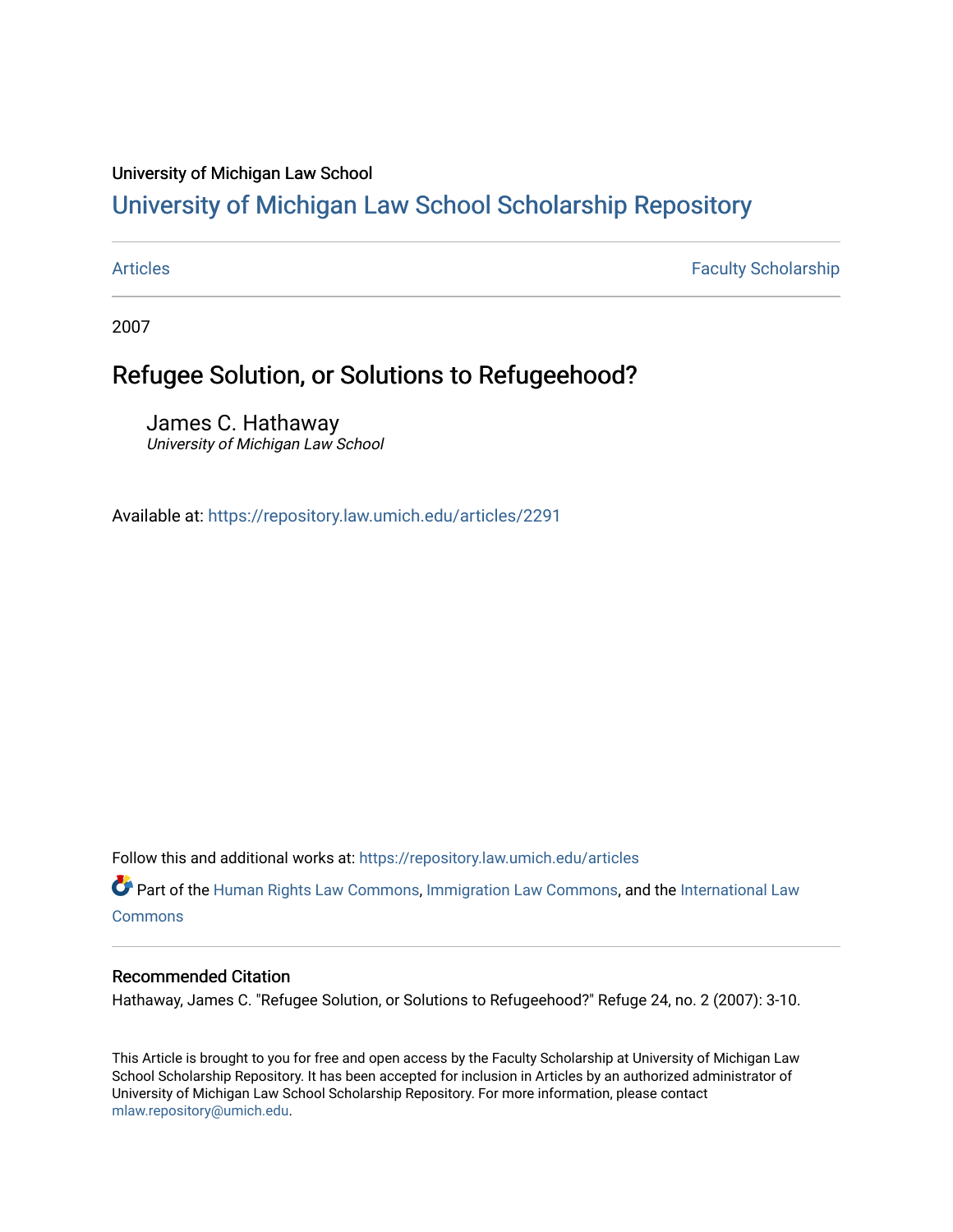University of Michigan Law School

# University of Michigan Law School Scholarship Repository

Articles | Faculty Scholarship

2007

## Refugee Solution, or Solutions to Refugeehood?

James C. Hathaway
*University of Michigan Law School*

Available at: https://repository.law.umich.edu/articles/2291

Follow this and additional works at: https://repository.law.umich.edu/articles

Part of the Human Rights Law Commons, Immigration Law Commons, and the International Law Commons

### Recommended Citation

Hathaway, James C. "Refugee Solution, or Solutions to Refugeehood?" Refuge 24, no. 2 (2007): 3-10.

This Article is brought to you for free and open access by the Faculty Scholarship at University of Michigan Law School Scholarship Repository. It has been accepted for inclusion in Articles by an authorized administrator of University of Michigan Law School Scholarship Repository. For more information, please contact mlaw.repository@umich.edu.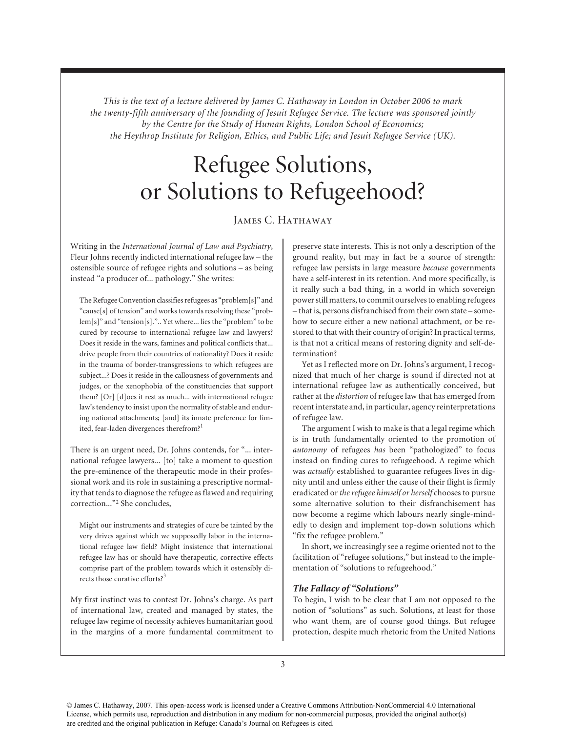*This is the text of a lecture delivered by James C. Hathaway in London in October 2006 to mark the twenty-fifth anniversary of the founding of Jesuit Refugee Service. The lecture was sponsored jointly by the Centre for the Study of Human Rights, London School of Economics; the Heythrop Institute for Religion, Ethics, and Public Life; and Jesuit Refugee Service (UK).*

# Refugee Solutions, or Solutions to Refugeehood?

James C. Hathaway

Writing in the *International Journal of Law and Psychiatry*, Fleur Johns recently indicted international refugee law – the ostensible source of refugee rights and solutions – as being instead "a producer of... pathology." She writes:

> The Refugee Convention classifies refugees as "problem[s]" and "cause[s] of tension" and works towards resolving these "problem[s]" and "tension[s].".. Yet where... lies the "problem" to be cured by recourse to international refugee law and lawyers? Does it reside in the wars, famines and political conflicts that... drive people from their countries of nationality? Does it reside in the trauma of border-transgressions to which refugees are subject...? Does it reside in the callousness of governments and judges, or the xenophobia of the constituencies that support them? [Or] [d]oes it rest as much... with international refugee law's tendency to insist upon the normality of stable and enduring national attachments; [and] its innate preference for limited, fear-laden divergences therefrom?[1]

There is an urgent need, Dr. Johns contends, for "... international refugee lawyers... [to] take a moment to question the pre-eminence of the therapeutic mode in their professional work and its role in sustaining a prescriptive normality that tends to diagnose the refugee as flawed and requiring correction..."[2] She concludes,

> Might our instruments and strategies of cure be tainted by the very drives against which we supposedly labor in the international refugee law field? Might insistence that international refugee law has or should have therapeutic, corrective effects comprise part of the problem towards which it ostensibly directs those curative efforts?[3]

My first instinct was to contest Dr. Johns's charge. As part of international law, created and managed by states, the refugee law regime of necessity achieves humanitarian good in the margins of a more fundamental commitment to preserve state interests. This is not only a description of the ground reality, but may in fact be a source of strength: refugee law persists in large measure *because* governments have a self-interest in its retention. And more specifically, is it really such a bad thing, in a world in which sovereign power still matters, to commit ourselves to enabling refugees – that is, persons disfranchised from their own state – somehow to secure either a new national attachment, or be restored to that with their country of origin? In practical terms, is that not a critical means of restoring dignity and self-determination?

Yet as I reflected more on Dr. Johns's argument, I recognized that much of her charge is sound if directed not at international refugee law as authentically conceived, but rather at the *distortion* of refugee law that has emerged from recent interstate and, in particular, agency reinterpretations of refugee law.

The argument I wish to make is that a legal regime which is in truth fundamentally oriented to the promotion of *autonomy* of refugees *has* been "pathologized" to focus instead on finding cures to refugeehood. A regime which was *actually* established to guarantee refugees lives in dignity until and unless either the cause of their flight is firmly eradicated or *the refugee himself or herself* chooses to pursue some alternative solution to their disfranchisement has now become a regime which labours nearly single-mindedly to design and implement top-down solutions which "fix the refugee problem."

In short, we increasingly see a regime oriented not to the facilitation of "refugee solutions," but instead to the implementation of "solutions to refugeehood."

### *The Fallacy of "Solutions"*

To begin, I wish to be clear that I am not opposed to the notion of "solutions" as such. Solutions, at least for those who want them, are of course good things. But refugee protection, despite much rhetoric from the United Nations

© James C. Hathaway, 2007. This open-access work is licensed under a Creative Commons Attribution-NonCommercial 4.0 International License, which permits use, reproduction and distribution in any medium for non-commercial purposes, provided the original author(s) are credited and the original publication in Refuge: Canada's Journal on Refugees is cited.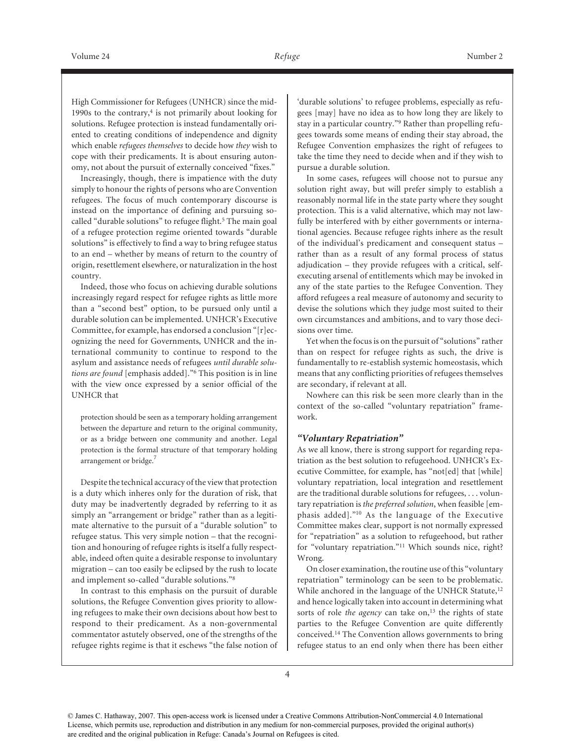High Commissioner for Refugees (UNHCR) since the mid-1990s to the contrary,[4] is not primarily about looking for solutions. Refugee protection is instead fundamentally oriented to creating conditions of independence and dignity which enable *refugees themselves* to decide how *they* wish to cope with their predicaments. It is about ensuring autonomy, not about the pursuit of externally conceived "fixes."

Increasingly, though, there is impatience with the duty simply to honour the rights of persons who are Convention refugees. The focus of much contemporary discourse is instead on the importance of defining and pursuing so-called "durable solutions" to refugee flight.[5] The main goal of a refugee protection regime oriented towards "durable solutions" is effectively to find a way to bring refugee status to an end – whether by means of return to the country of origin, resettlement elsewhere, or naturalization in the host country.

Indeed, those who focus on achieving durable solutions increasingly regard respect for refugee rights as little more than a "second best" option, to be pursued only until a durable solution can be implemented. UNHCR's Executive Committee, for example, has endorsed a conclusion "[r]ecognizing the need for Governments, UNHCR and the international community to continue to respond to the asylum and assistance needs of refugees *until durable solutions are found* [emphasis added]."[6] This position is in line with the view once expressed by a senior official of the UNHCR that

> protection should be seen as a temporary holding arrangement between the departure and return to the original community, or as a bridge between one community and another. Legal protection is the formal structure of that temporary holding arrangement or bridge.[7]

Despite the technical accuracy of the view that protection is a duty which inheres only for the duration of risk, that duty may be inadvertently degraded by referring to it as simply an "arrangement or bridge" rather than as a legitimate alternative to the pursuit of a "durable solution" to refugee status. This very simple notion – that the recognition and honouring of refugee rights is itself a fully respectable, indeed often quite a desirable response to involuntary migration – can too easily be eclipsed by the rush to locate and implement so-called "durable solutions."[8]

In contrast to this emphasis on the pursuit of durable solutions, the Refugee Convention gives priority to allowing refugees to make their own decisions about how best to respond to their predicament. As a non-governmental commentator astutely observed, one of the strengths of the refugee rights regime is that it eschews "the false notion of 'durable solutions' to refugee problems, especially as refugees [may] have no idea as to how long they are likely to stay in a particular country."[9] Rather than propelling refugees towards some means of ending their stay abroad, the Refugee Convention emphasizes the right of refugees to take the time they need to decide when and if they wish to pursue a durable solution.

In some cases, refugees will choose not to pursue any solution right away, but will prefer simply to establish a reasonably normal life in the state party where they sought protection. This is a valid alternative, which may not lawfully be interfered with by either governments or international agencies. Because refugee rights inhere as the result of the individual's predicament and consequent status – rather than as a result of any formal process of status adjudication – they provide refugees with a critical, self-executing arsenal of entitlements which may be invoked in any of the state parties to the Refugee Convention. They afford refugees a real measure of autonomy and security to devise the solutions which they judge most suited to their own circumstances and ambitions, and to vary those decisions over time.

Yet when the focus is on the pursuit of "solutions" rather than on respect for refugee rights as such, the drive is fundamentally to re-establish systemic homeostasis, which means that any conflicting priorities of refugees themselves are secondary, if relevant at all.

Nowhere can this risk be seen more clearly than in the context of the so-called "voluntary repatriation" framework.

### *"Voluntary Repatriation"*

As we all know, there is strong support for regarding repatriation as the best solution to refugeehood. UNHCR's Executive Committee, for example, has "not[ed] that [while] voluntary repatriation, local integration and resettlement are the traditional durable solutions for refugees, . . . voluntary repatriation is *the preferred solution*, when feasible [emphasis added]."[10] As the language of the Executive Committee makes clear, support is not normally expressed for "repatriation" as a solution to refugeehood, but rather for "voluntary repatriation."[11] Which sounds nice, right? Wrong.

On closer examination, the routine use of this "voluntary repatriation" terminology can be seen to be problematic. While anchored in the language of the UNHCR Statute,[12] and hence logically taken into account in determining what sorts of role *the agency* can take on,[13] the rights of state parties to the Refugee Convention are quite differently conceived.[14] The Convention allows governments to bring refugee status to an end only when there has been either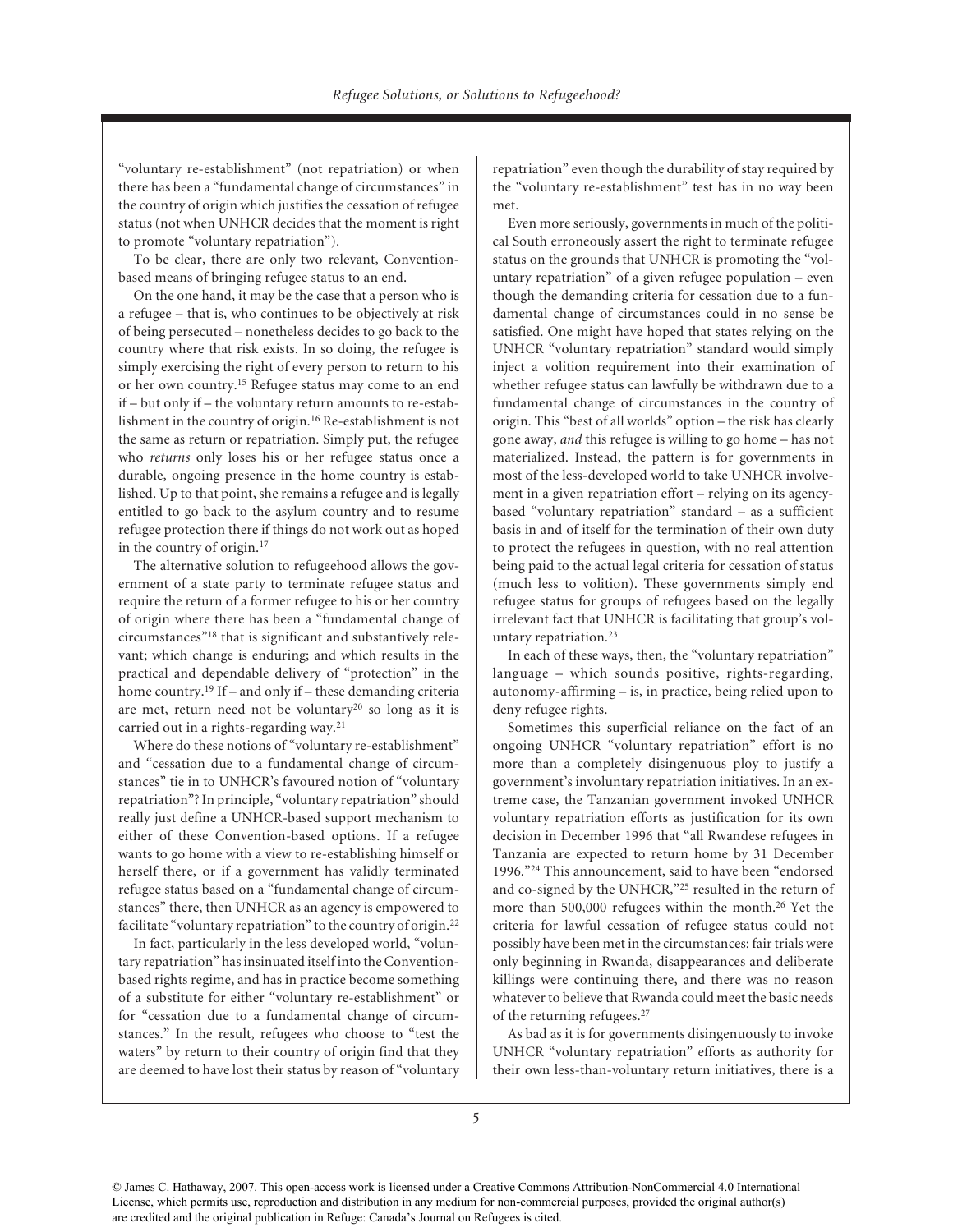"voluntary re-establishment" (not repatriation) or when there has been a "fundamental change of circumstances" in the country of origin which justifies the cessation of refugee status (not when UNHCR decides that the moment is right to promote "voluntary repatriation").

To be clear, there are only two relevant, Convention-based means of bringing refugee status to an end.

On the one hand, it may be the case that a person who is a refugee – that is, who continues to be objectively at risk of being persecuted – nonetheless decides to go back to the country where that risk exists. In so doing, the refugee is simply exercising the right of every person to return to his or her own country.[15] Refugee status may come to an end if – but only if – the voluntary return amounts to re-establishment in the country of origin.[16] Re-establishment is not the same as return or repatriation. Simply put, the refugee who *returns* only loses his or her refugee status once a durable, ongoing presence in the home country is established. Up to that point, she remains a refugee and is legally entitled to go back to the asylum country and to resume refugee protection there if things do not work out as hoped in the country of origin.[17]

The alternative solution to refugeehood allows the government of a state party to terminate refugee status and require the return of a former refugee to his or her country of origin where there has been a "fundamental change of circumstances"[18] that is significant and substantively relevant; which change is enduring; and which results in the practical and dependable delivery of "protection" in the home country.[19] If – and only if – these demanding criteria are met, return need not be voluntary[20] so long as it is carried out in a rights-regarding way.[21]

Where do these notions of "voluntary re-establishment" and "cessation due to a fundamental change of circumstances" tie in to UNHCR's favoured notion of "voluntary repatriation"? In principle, "voluntary repatriation" should really just define a UNHCR-based support mechanism to either of these Convention-based options. If a refugee wants to go home with a view to re-establishing himself or herself there, or if a government has validly terminated refugee status based on a "fundamental change of circumstances" there, then UNHCR as an agency is empowered to facilitate "voluntary repatriation" to the country of origin.[22]

In fact, particularly in the less developed world, "voluntary repatriation" has insinuated itself into the Convention-based rights regime, and has in practice become something of a substitute for either "voluntary re-establishment" or for "cessation due to a fundamental change of circumstances." In the result, refugees who choose to "test the waters" by return to their country of origin find that they are deemed to have lost their status by reason of "voluntary repatriation" even though the durability of stay required by the "voluntary re-establishment" test has in no way been met.

Even more seriously, governments in much of the political South erroneously assert the right to terminate refugee status on the grounds that UNHCR is promoting the "voluntary repatriation" of a given refugee population – even though the demanding criteria for cessation due to a fundamental change of circumstances could in no sense be satisfied. One might have hoped that states relying on the UNHCR "voluntary repatriation" standard would simply inject a volition requirement into their examination of whether refugee status can lawfully be withdrawn due to a fundamental change of circumstances in the country of origin. This "best of all worlds" option – the risk has clearly gone away, *and* this refugee is willing to go home – has not materialized. Instead, the pattern is for governments in most of the less-developed world to take UNHCR involvement in a given repatriation effort – relying on its agency-based "voluntary repatriation" standard – as a sufficient basis in and of itself for the termination of their own duty to protect the refugees in question, with no real attention being paid to the actual legal criteria for cessation of status (much less to volition). These governments simply end refugee status for groups of refugees based on the legally irrelevant fact that UNHCR is facilitating that group's voluntary repatriation.[23]

In each of these ways, then, the "voluntary repatriation" language – which sounds positive, rights-regarding, autonomy-affirming – is, in practice, being relied upon to deny refugee rights.

Sometimes this superficial reliance on the fact of an ongoing UNHCR "voluntary repatriation" effort is no more than a completely disingenuous ploy to justify a government's involuntary repatriation initiatives. In an extreme case, the Tanzanian government invoked UNHCR voluntary repatriation efforts as justification for its own decision in December 1996 that "all Rwandese refugees in Tanzania are expected to return home by 31 December 1996."[24] This announcement, said to have been "endorsed and co-signed by the UNHCR,"[25] resulted in the return of more than 500,000 refugees within the month.[26] Yet the criteria for lawful cessation of refugee status could not possibly have been met in the circumstances: fair trials were only beginning in Rwanda, disappearances and deliberate killings were continuing there, and there was no reason whatever to believe that Rwanda could meet the basic needs of the returning refugees.[27]

As bad as it is for governments disingenuously to invoke UNHCR "voluntary repatriation" efforts as authority for their own less-than-voluntary return initiatives, there is a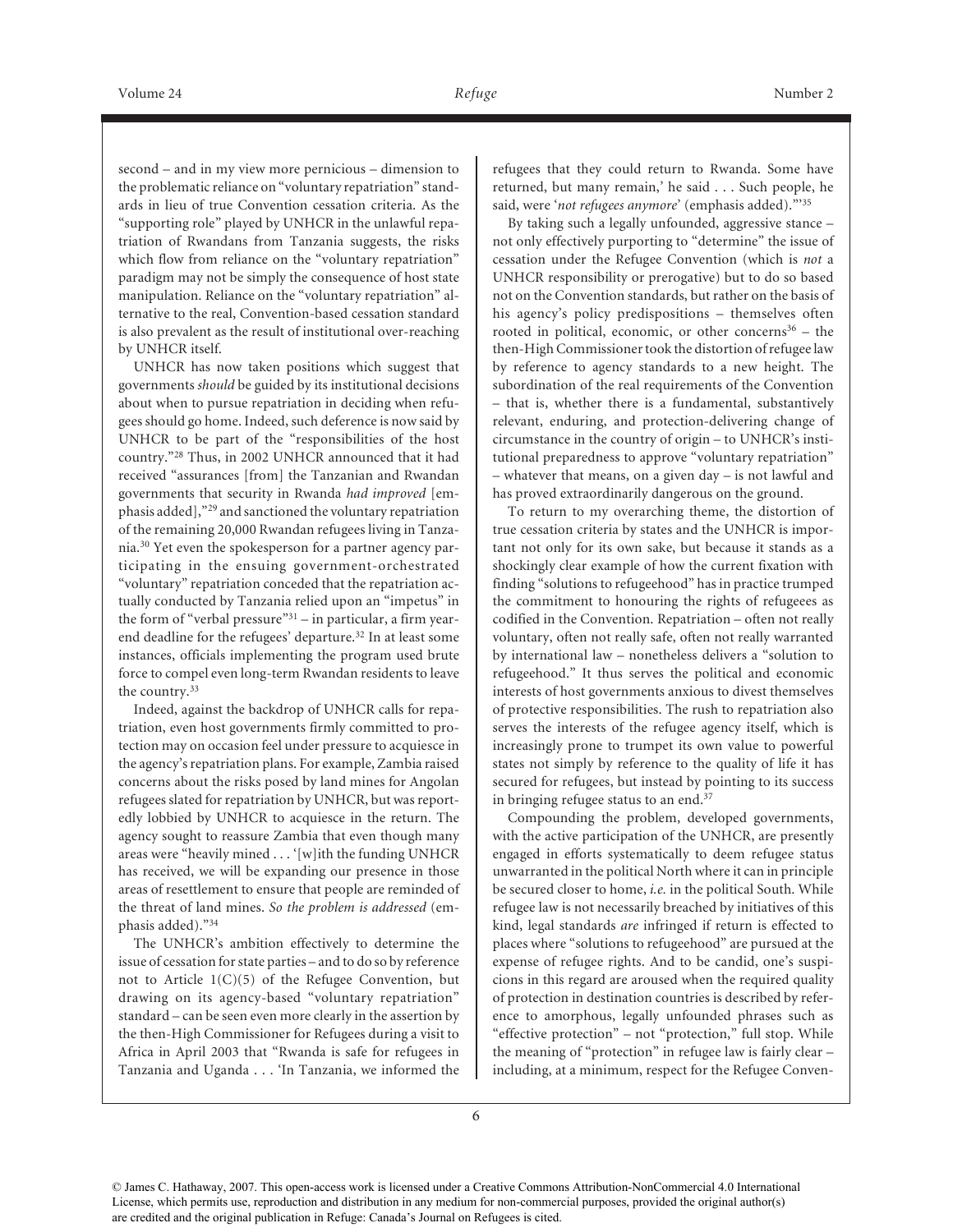second – and in my view more pernicious – dimension to the problematic reliance on "voluntary repatriation" standards in lieu of true Convention cessation criteria. As the "supporting role" played by UNHCR in the unlawful repatriation of Rwandans from Tanzania suggests, the risks which flow from reliance on the "voluntary repatriation" paradigm may not be simply the consequence of host state manipulation. Reliance on the "voluntary repatriation" alternative to the real, Convention-based cessation standard is also prevalent as the result of institutional over-reaching by UNHCR itself.

UNHCR has now taken positions which suggest that governments *should* be guided by its institutional decisions about when to pursue repatriation in deciding when refugees should go home. Indeed, such deference is now said by UNHCR to be part of the "responsibilities of the host country."[28] Thus, in 2002 UNHCR announced that it had received "assurances [from] the Tanzanian and Rwandan governments that security in Rwanda *had improved* [emphasis added],"[29] and sanctioned the voluntary repatriation of the remaining 20,000 Rwandan refugees living in Tanzania.[30] Yet even the spokesperson for a partner agency participating in the ensuing government-orchestrated "voluntary" repatriation conceded that the repatriation actually conducted by Tanzania relied upon an "impetus" in the form of "verbal pressure"[31] – in particular, a firm year-end deadline for the refugees' departure.[32] In at least some instances, officials implementing the program used brute force to compel even long-term Rwandan residents to leave the country.[33]

Indeed, against the backdrop of UNHCR calls for repatriation, even host governments firmly committed to protection may on occasion feel under pressure to acquiesce in the agency's repatriation plans. For example, Zambia raised concerns about the risks posed by land mines for Angolan refugees slated for repatriation by UNHCR, but was reportedly lobbied by UNHCR to acquiesce in the return. The agency sought to reassure Zambia that even though many areas were "heavily mined . . . '[w]ith the funding UNHCR has received, we will be expanding our presence in those areas of resettlement to ensure that people are reminded of the threat of land mines. *So the problem is addressed* (emphasis added).'"[34]

The UNHCR's ambition effectively to determine the issue of cessation for state parties – and to do so by reference not to Article 1(C)(5) of the Refugee Convention, but drawing on its agency-based "voluntary repatriation" standard – can be seen even more clearly in the assertion by the then-High Commissioner for Refugees during a visit to Africa in April 2003 that "Rwanda is safe for refugees in Tanzania and Uganda . . . 'In Tanzania, we informed the refugees that they could return to Rwanda. Some have returned, but many remain,' he said . . . Such people, he said, were '*not refugees anymore*' (emphasis added).'"[35]

By taking such a legally unfounded, aggressive stance – not only effectively purporting to "determine" the issue of cessation under the Refugee Convention (which is *not* a UNHCR responsibility or prerogative) but to do so based not on the Convention standards, but rather on the basis of his agency's policy predispositions – themselves often rooted in political, economic, or other concerns[36] – the then-High Commissioner took the distortion of refugee law by reference to agency standards to a new height. The subordination of the real requirements of the Convention – that is, whether there is a fundamental, substantively relevant, enduring, and protection-delivering change of circumstance in the country of origin – to UNHCR's institutional preparedness to approve "voluntary repatriation" – whatever that means, on a given day – is not lawful and has proved extraordinarily dangerous on the ground.

To return to my overarching theme, the distortion of true cessation criteria by states and the UNHCR is important not only for its own sake, but because it stands as a shockingly clear example of how the current fixation with finding "solutions to refugeehood" has in practice trumped the commitment to honouring the rights of refugees as codified in the Convention. Repatriation – often not really voluntary, often not really safe, often not really warranted by international law – nonetheless delivers a "solution to refugeehood." It thus serves the political and economic interests of host governments anxious to divest themselves of protective responsibilities. The rush to repatriation also serves the interests of the refugee agency itself, which is increasingly prone to trumpet its own value to powerful states not simply by reference to the quality of life it has secured for refugees, but instead by pointing to its success in bringing refugee status to an end.[37]

Compounding the problem, developed governments, with the active participation of the UNHCR, are presently engaged in efforts systematically to deem refugee status unwarranted in the political North where it can in principle be secured closer to home, *i.e.* in the political South. While refugee law is not necessarily breached by initiatives of this kind, legal standards *are* infringed if return is effected to places where "solutions to refugeehood" are pursued at the expense of refugee rights. And to be candid, one's suspicions in this regard are aroused when the required quality of protection in destination countries is described by reference to amorphous, legally unfounded phrases such as "effective protection" – not "protection," full stop. While the meaning of "protection" in refugee law is fairly clear – including, at a minimum, respect for the Refugee Conven-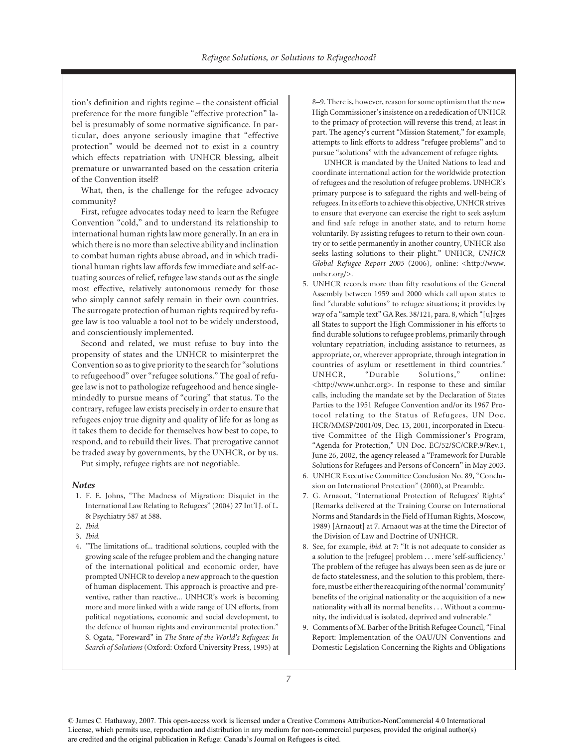tion's definition and rights regime – the consistent official preference for the more fungible "effective protection" label is presumably of some normative significance. In particular, does anyone seriously imagine that "effective protection" would be deemed not to exist in a country which effects repatriation with UNHCR blessing, albeit premature or unwarranted based on the cessation criteria of the Convention itself?

What, then, is the challenge for the refugee advocacy community?

First, refugee advocates today need to learn the Refugee Convention "cold," and to understand its relationship to international human rights law more generally. In an era in which there is no more than selective ability and inclination to combat human rights abuse abroad, and in which traditional human rights law affords few immediate and self-actuating sources of relief, refugee law stands out as the single most effective, relatively autonomous remedy for those who simply cannot safely remain in their own countries. The surrogate protection of human rights required by refugee law is too valuable a tool not to be widely understood, and conscientiously implemented.

Second and related, we must refuse to buy into the propensity of states and the UNHCR to misinterpret the Convention so as to give priority to the search for "solutions to refugeehood" over "refugee solutions." The goal of refugee law is not to pathologize refugeehood and hence single-mindedly to pursue means of "curing" that status. To the contrary, refugee law exists precisely in order to ensure that refugees enjoy true dignity and quality of life for as long as it takes them to decide for themselves how best to cope, to respond, and to rebuild their lives. That prerogative cannot be traded away by governments, by the UNHCR, or by us.

Put simply, refugee rights are not negotiable.

### Notes

1. F. E. Johns, "The Madness of Migration: Disquiet in the International Law Relating to Refugees" (2004) 27 Int'l J. of L. & Psychiatry 587 at 588.
2. *Ibid.*
3. *Ibid.*
4. "The limitations of... traditional solutions, coupled with the growing scale of the refugee problem and the changing nature of the international political and economic order, have prompted UNHCR to develop a new approach to the question of human displacement. This approach is proactive and preventive, rather than reactive... UNHCR's work is becoming more and more linked with a wide range of UN efforts, from political negotiations, economic and social development, to the defence of human rights and environmental protection." S. Ogata, "Foreward" in *The State of the World's Refugees: In Search of Solutions* (Oxford: Oxford University Press, 1995) at 8–9. There is, however, reason for some optimism that the new High Commissioner's insistence on a rededication of UNHCR to the primacy of protection will reverse this trend, at least in part. The agency's current "Mission Statement," for example, attempts to link efforts to address "refugee problems" and to pursue "solutions" with the advancement of refugee rights.

   UNHCR is mandated by the United Nations to lead and coordinate international action for the worldwide protection of refugees and the resolution of refugee problems. UNHCR's primary purpose is to safeguard the rights and well-being of refugees. In its efforts to achieve this objective, UNHCR strives to ensure that everyone can exercise the right to seek asylum and find safe refuge in another state, and to return home voluntarily. By assisting refugees to return to their own country or to settle permanently in another country, UNHCR also seeks lasting solutions to their plight." UNHCR, *UNHCR Global Refugee Report 2005* (2006), online: <http://www.unhcr.org/>.
5. UNHCR records more than fifty resolutions of the General Assembly between 1959 and 2000 which call upon states to find "durable solutions" to refugee situations; it provides by way of a "sample text" GA Res. 38/121, para. 8, which "[u]rges all States to support the High Commissioner in his efforts to find durable solutions to refugee problems, primarily through voluntary repatriation, including assistance to returnees, as appropriate, or, wherever appropriate, through integration in countries of asylum or resettlement in third countries." UNHCR, "Durable Solutions," online: <http://www.unhcr.org>. In response to these and similar calls, including the mandate set by the Declaration of States Parties to the 1951 Refugee Convention and/or its 1967 Protocol relating to the Status of Refugees, UN Doc. HCR/MMSP/2001/09, Dec. 13, 2001, incorporated in Executive Committee of the High Commissioner's Program, "Agenda for Protection," UN Doc. EC/52/SC/CRP.9/Rev.1, June 26, 2002, the agency released a "Framework for Durable Solutions for Refugees and Persons of Concern" in May 2003.
6. UNHCR Executive Committee Conclusion No. 89, "Conclusion on International Protection" (2000), at Preamble.
7. G. Arnaout, "International Protection of Refugees' Rights" (Remarks delivered at the Training Course on International Norms and Standards in the Field of Human Rights, Moscow, 1989) [Arnaout] at 7. Arnaout was at the time the Director of the Division of Law and Doctrine of UNHCR.
8. See, for example, *ibid.* at 7: "It is not adequate to consider as a solution to the [refugee] problem . . . mere 'self-sufficiency.' The problem of the refugee has always been seen as de jure or de facto statelessness, and the solution to this problem, therefore, must be either the reacquiring of the normal 'community' benefits of the original nationality or the acquisition of a new nationality with all its normal benefits . . . Without a community, the individual is isolated, deprived and vulnerable."
9. Comments of M. Barber of the British Refugee Council, "Final Report: Implementation of the OAU/UN Conventions and Domestic Legislation Concerning the Rights and Obligations

© James C. Hathaway, 2007. This open-access work is licensed under a Creative Commons Attribution-NonCommercial 4.0 International License, which permits use, reproduction and distribution in any medium for non-commercial purposes, provided the original author(s) are credited and the original publication in Refuge: Canada's Journal on Refugees is cited.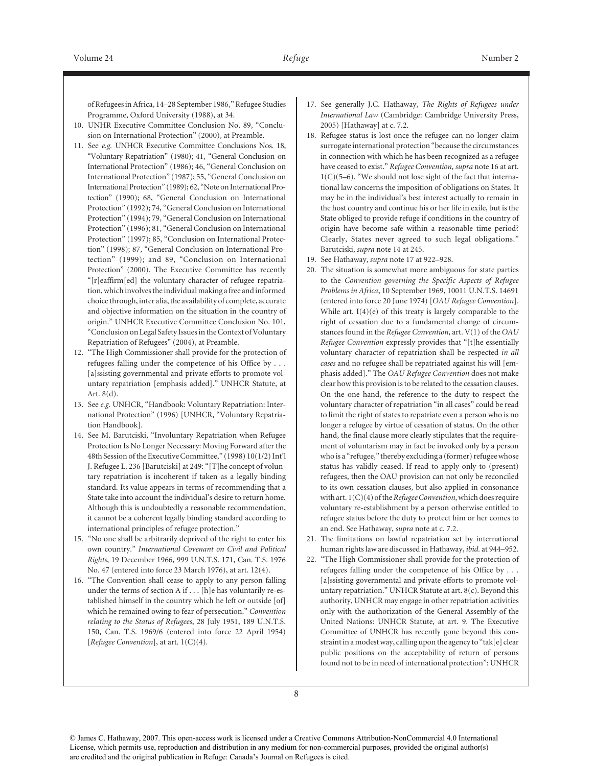of Refugees in Africa, 14–28 September 1986," Refugee Studies Programme, Oxford University (1988), at 34.

10. UNHR Executive Committee Conclusion No. 89, "Conclusion on International Protection" (2000), at Preamble.
11. See *e.g.* UNHCR Executive Committee Conclusions Nos. 18, "Voluntary Repatriation" (1980); 41, "General Conclusion on International Protection" (1986); 46, "General Conclusion on International Protection" (1987); 55, "General Conclusion on International Protection" (1989); 62, "Note on International Protection" (1990); 68, "General Conclusion on International Protection" (1992); 74, "General Conclusion on International Protection" (1994); 79, "General Conclusion on International Protection" (1996); 81, "General Conclusion on International Protection" (1997); 85, "Conclusion on International Protection" (1998); 87, "General Conclusion on International Protection" (1999); and 89, "Conclusion on International Protection" (2000). The Executive Committee has recently "[r]eaffirm[ed] the voluntary character of refugee repatriation, which involves the individual making a free and informed choice through, inter alia, the availability of complete, accurate and objective information on the situation in the country of origin." UNHCR Executive Committee Conclusion No. 101, "Conclusion on Legal Safety Issues in the Context of Voluntary Repatriation of Refugees" (2004), at Preamble.
12. "The High Commissioner shall provide for the protection of refugees falling under the competence of his Office by . . . [a]ssisting governmental and private efforts to promote voluntary repatriation [emphasis added]." UNHCR Statute, at Art. 8(d).
13. See *e.g.* UNHCR, "Handbook: Voluntary Repatriation: International Protection" (1996) [UNHCR, "Voluntary Repatriation Handbook].
14. See M. Barutciski, "Involuntary Repatriation when Refugee Protection Is No Longer Necessary: Moving Forward after the 48th Session of the Executive Committee," (1998) 10(1/2) Int'l J. Refugee L. 236 [Barutciski] at 249: "[T]he concept of voluntary repatriation is incoherent if taken as a legally binding standard. Its value appears in terms of recommending that a State take into account the individual's desire to return home. Although this is undoubtedly a reasonable recommendation, it cannot be a coherent legally binding standard according to international principles of refugee protection."
15. "No one shall be arbitrarily deprived of the right to enter his own country." *International Covenant on Civil and Political Rights*, 19 December 1966, 999 U.N.T.S. 171, Can. T.S. 1976 No. 47 (entered into force 23 March 1976), at art. 12(4).
16. "The Convention shall cease to apply to any person falling under the terms of section A if . . . [h]e has voluntarily re-established himself in the country which he left or outside [of] which he remained owing to fear of persecution." *Convention relating to the Status of Refugees*, 28 July 1951, 189 U.N.T.S. 150, Can. T.S. 1969/6 (entered into force 22 April 1954) [*Refugee Convention*], at art. 1(C)(4).
17. See generally J.C. Hathaway, *The Rights of Refugees under International Law* (Cambridge: Cambridge University Press, 2005) [Hathaway] at c. 7.2.
18. Refugee status is lost once the refugee can no longer claim surrogate international protection "because the circumstances in connection with which he has been recognized as a refugee have ceased to exist." *Refugee Convention*, *supra* note 16 at art. 1(C)(5–6). "We should not lose sight of the fact that international law concerns the imposition of obligations on States. It may be in the individual's best interest actually to remain in the host country and continue his or her life in exile, but is the State obliged to provide refuge if conditions in the country of origin have become safe within a reasonable time period? Clearly, States never agreed to such legal obligations." Barutciski, *supra* note 14 at 245.
19. See Hathaway, *supra* note 17 at 922–928.
20. The situation is somewhat more ambiguous for state parties to the *Convention governing the Specific Aspects of Refugee Problems in Africa*, 10 September 1969, 10011 U.N.T.S. 14691 (entered into force 20 June 1974) [*OAU Refugee Convention*]. While art. I(4)(e) of this treaty is largely comparable to the right of cessation due to a fundamental change of circumstances found in the *Refugee Convention*, art. V(1) of the *OAU Refugee Convention* expressly provides that "[t]he essentially voluntary character of repatriation shall be respected *in all cases* and no refugee shall be repatriated against his will [emphasis added]." The *OAU Refugee Convention* does not make clear how this provision is to be related to the cessation clauses. On the one hand, the reference to the duty to respect the voluntary character of repatriation "in all cases" could be read to limit the right of states to repatriate even a person who is no longer a refugee by virtue of cessation of status. On the other hand, the final clause more clearly stipulates that the requirement of voluntarism may in fact be invoked only by a person who is a "refugee," thereby excluding a (former) refugee whose status has validly ceased. If read to apply only to (present) refugees, then the OAU provision can not only be reconciled to its own cessation clauses, but also applied in consonance with art. 1(C)(4) of the *Refugee Convention*, which does require voluntary re-establishment by a person otherwise entitled to refugee status before the duty to protect him or her comes to an end. See Hathaway, *supra* note at c. 7.2.
21. The limitations on lawful repatriation set by international human rights law are discussed in Hathaway, *ibid.* at 944–952.
22. "The High Commissioner shall provide for the protection of refugees falling under the competence of his Office by . . . [a]ssisting governmental and private efforts to promote voluntary repatriation." UNHCR Statute at art. 8(c). Beyond this authority, UNHCR may engage in other repatriation activities only with the authorization of the General Assembly of the United Nations: UNHCR Statute, at art. 9. The Executive Committee of UNHCR has recently gone beyond this constraint in a modest way, calling upon the agency to "tak[e] clear public positions on the acceptability of return of persons found not to be in need of international protection": UNHCR

© James C. Hathaway, 2007. This open-access work is licensed under a Creative Commons Attribution-NonCommercial 4.0 International License, which permits use, reproduction and distribution in any medium for non-commercial purposes, provided the original author(s) are credited and the original publication in Refuge: Canada's Journal on Refugees is cited.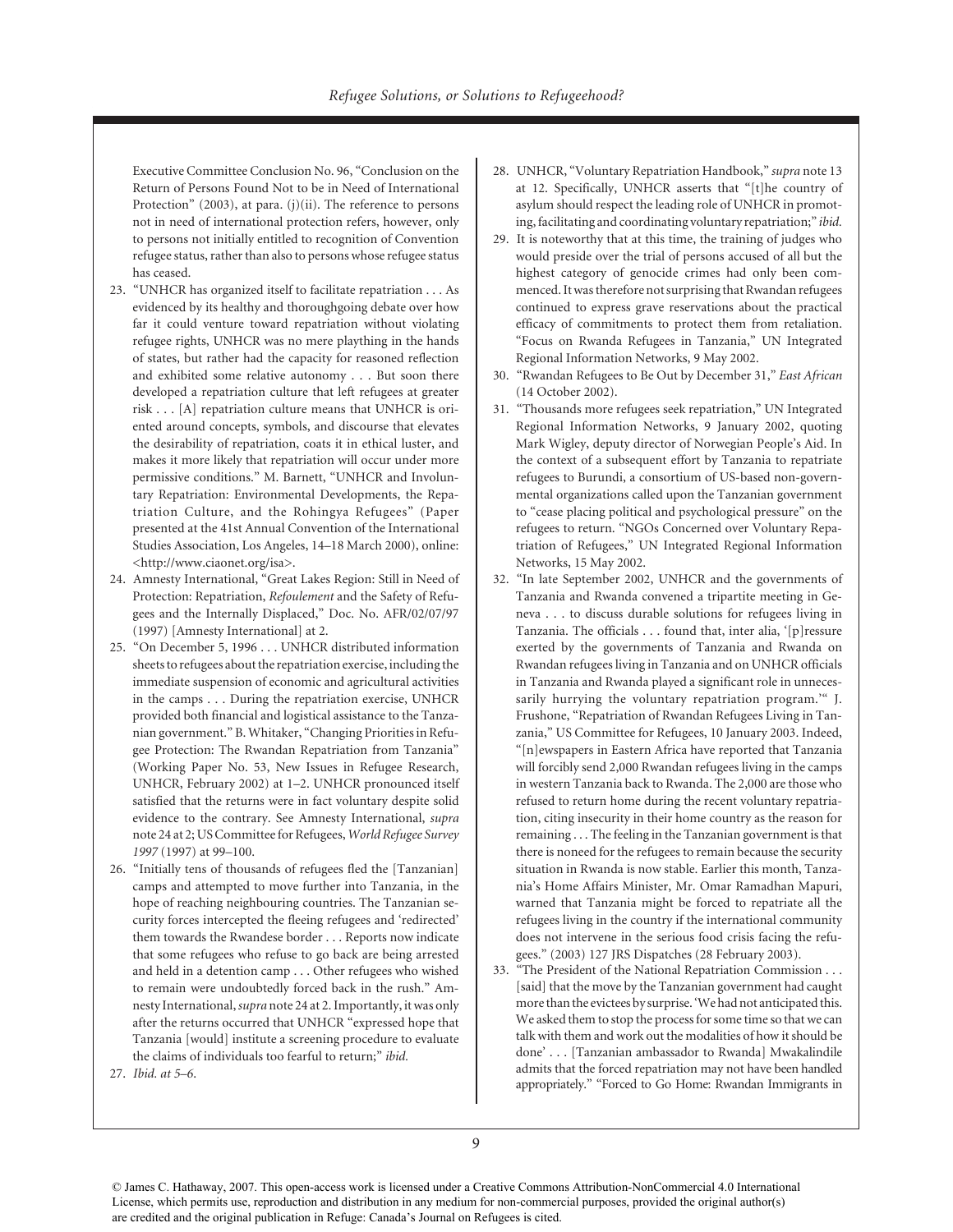Executive Committee Conclusion No. 96, "Conclusion on the Return of Persons Found Not to be in Need of International Protection" (2003), at para. (j)(ii). The reference to persons not in need of international protection refers, however, only to persons not initially entitled to recognition of Convention refugee status, rather than also to persons whose refugee status has ceased.

23. "UNHCR has organized itself to facilitate repatriation . . . As evidenced by its healthy and thoroughgoing debate over how far it could venture toward repatriation without violating refugee rights, UNHCR was no mere plaything in the hands of states, but rather had the capacity for reasoned reflection and exhibited some relative autonomy . . . But soon there developed a repatriation culture that left refugees at greater risk . . . [A] repatriation culture means that UNHCR is oriented around concepts, symbols, and discourse that elevates the desirability of repatriation, coats it in ethical luster, and makes it more likely that repatriation will occur under more permissive conditions." M. Barnett, "UNHCR and Involuntary Repatriation: Environmental Developments, the Repatriation Culture, and the Rohingya Refugees" (Paper presented at the 41st Annual Convention of the International Studies Association, Los Angeles, 14–18 March 2000), online: <http://www.ciaonet.org/isa>.
24. Amnesty International, "Great Lakes Region: Still in Need of Protection: Repatriation, *Refoulement* and the Safety of Refugees and the Internally Displaced," Doc. No. AFR/02/07/97 (1997) [Amnesty International] at 2.
25. "On December 5, 1996 . . . UNHCR distributed information sheets to refugees about the repatriation exercise, including the immediate suspension of economic and agricultural activities in the camps . . . During the repatriation exercise, UNHCR provided both financial and logistical assistance to the Tanzanian government." B. Whitaker, "Changing Priorities in Refugee Protection: The Rwandan Repatriation from Tanzania" (Working Paper No. 53, New Issues in Refugee Research, UNHCR, February 2002) at 1–2. UNHCR pronounced itself satisfied that the returns were in fact voluntary despite solid evidence to the contrary. See Amnesty International, *supra* note 24 at 2; US Committee for Refugees, *World Refugee Survey 1997* (1997) at 99–100.
26. "Initially tens of thousands of refugees fled the [Tanzanian] camps and attempted to move further into Tanzania, in the hope of reaching neighbouring countries. The Tanzanian security forces intercepted the fleeing refugees and 'redirected' them towards the Rwandese border . . . Reports now indicate that some refugees who refuse to go back are being arrested and held in a detention camp . . . Other refugees who wished to remain were undoubtedly forced back in the rush." Amnesty International, *supra* note 24 at 2. Importantly, it was only after the returns occurred that UNHCR "expressed hope that Tanzania [would] institute a screening procedure to evaluate the claims of individuals too fearful to return;" *ibid.*
27. *Ibid. at 5–6.*
28. UNHCR, "Voluntary Repatriation Handbook," *supra* note 13 at 12. Specifically, UNHCR asserts that "[t]he country of asylum should respect the leading role of UNHCR in promoting, facilitating and coordinating voluntary repatriation;" *ibid.*
29. It is noteworthy that at this time, the training of judges who would preside over the trial of persons accused of all but the highest category of genocide crimes had only been commenced. It was therefore not surprising that Rwandan refugees continued to express grave reservations about the practical efficacy of commitments to protect them from retaliation. "Focus on Rwanda Refugees in Tanzania," UN Integrated Regional Information Networks, 9 May 2002.
30. "Rwandan Refugees to Be Out by December 31," *East African* (14 October 2002).
31. "Thousands more refugees seek repatriation," UN Integrated Regional Information Networks, 9 January 2002, quoting Mark Wigley, deputy director of Norwegian People's Aid. In the context of a subsequent effort by Tanzania to repatriate refugees to Burundi, a consortium of US-based non-governmental organizations called upon the Tanzanian government to "cease placing political and psychological pressure" on the refugees to return. "NGOs Concerned over Voluntary Repatriation of Refugees," UN Integrated Regional Information Networks, 15 May 2002.
32. "In late September 2002, UNHCR and the governments of Tanzania and Rwanda convened a tripartite meeting in Geneva . . . to discuss durable solutions for refugees living in Tanzania. The officials . . . found that, inter alia, '[p]ressure exerted by the governments of Tanzania and Rwanda on Rwandan refugees living in Tanzania and on UNHCR officials in Tanzania and Rwanda played a significant role in unnecessarily hurrying the voluntary repatriation program.'" J. Frushone, "Repatriation of Rwandan Refugees Living in Tanzania," US Committee for Refugees, 10 January 2003. Indeed, "[n]ewspapers in Eastern Africa have reported that Tanzania will forcibly send 2,000 Rwandan refugees living in the camps in western Tanzania back to Rwanda. The 2,000 are those who refused to return home during the recent voluntary repatriation, citing insecurity in their home country as the reason for remaining . . . The feeling in the Tanzanian government is that there is noneed for the refugees to remain because the security situation in Rwanda is now stable. Earlier this month, Tanzania's Home Affairs Minister, Mr. Omar Ramadhan Mapuri, warned that Tanzania might be forced to repatriate all the refugees living in the country if the international community does not intervene in the serious food crisis facing the refugees." (2003) 127 JRS Dispatches (28 February 2003).
33. "The President of the National Repatriation Commission . . . [said] that the move by the Tanzanian government had caught more than the evictees by surprise. 'We had not anticipated this. We asked them to stop the process for some time so that we can talk with them and work out the modalities of how it should be done' . . . [Tanzanian ambassador to Rwanda] Mwakalindile admits that the forced repatriation may not have been handled appropriately." "Forced to Go Home: Rwandan Immigrants in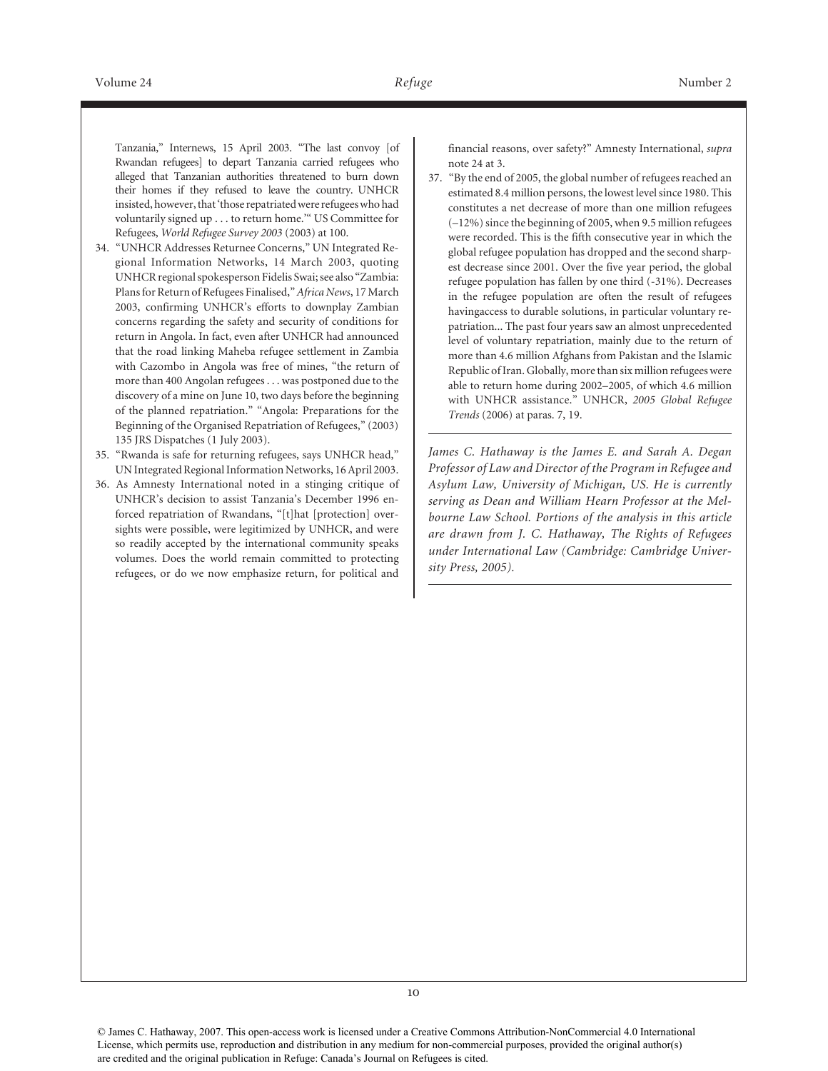Tanzania," Internews, 15 April 2003. "The last convoy [of Rwandan refugees] to depart Tanzania carried refugees who alleged that Tanzanian authorities threatened to burn down their homes if they refused to leave the country. UNHCR insisted, however, that 'those repatriated were refugees who had voluntarily signed up . . . to return home.'" US Committee for Refugees, *World Refugee Survey 2003* (2003) at 100.

34. "UNHCR Addresses Returnee Concerns," UN Integrated Regional Information Networks, 14 March 2003, quoting UNHCR regional spokesperson Fidelis Swai; see also "Zambia: Plans for Return of Refugees Finalised," *Africa News*, 17 March 2003, confirming UNHCR's efforts to downplay Zambian concerns regarding the safety and security of conditions for return in Angola. In fact, even after UNHCR had announced that the road linking Maheba refugee settlement in Zambia with Cazombo in Angola was free of mines, "the return of more than 400 Angolan refugees . . . was postponed due to the discovery of a mine on June 10, two days before the beginning of the planned repatriation." "Angola: Preparations for the Beginning of the Organised Repatriation of Refugees," (2003) 135 JRS Dispatches (1 July 2003).
35. "Rwanda is safe for returning refugees, says UNHCR head," UN Integrated Regional Information Networks, 16 April 2003.
36. As Amnesty International noted in a stinging critique of UNHCR's decision to assist Tanzania's December 1996 enforced repatriation of Rwandans, "[t]hat [protection] oversights were possible, were legitimized by UNHCR, and were so readily accepted by the international community speaks volumes. Does the world remain committed to protecting refugees, or do we now emphasize return, for political and financial reasons, over safety?" Amnesty International, *supra* note 24 at 3.
37. "By the end of 2005, the global number of refugees reached an estimated 8.4 million persons, the lowest level since 1980. This constitutes a net decrease of more than one million refugees (–12%) since the beginning of 2005, when 9.5 million refugees were recorded. This is the fifth consecutive year in which the global refugee population has dropped and the second sharpest decrease since 2001. Over the five year period, the global refugee population has fallen by one third (-31%). Decreases in the refugee population are often the result of refugees havingaccess to durable solutions, in particular voluntary repatriation... The past four years saw an almost unprecedented level of voluntary repatriation, mainly due to the return of more than 4.6 million Afghans from Pakistan and the Islamic Republic of Iran. Globally, more than six million refugees were able to return home during 2002–2005, of which 4.6 million with UNHCR assistance." UNHCR, *2005 Global Refugee Trends* (2006) at paras. 7, 19.

---

*James C. Hathaway is the James E. and Sarah A. Degan Professor of Law and Director of the Program in Refugee and Asylum Law, University of Michigan, US. He is currently serving as Dean and William Hearn Professor at the Melbourne Law School. Portions of the analysis in this article are drawn from J. C. Hathaway, The Rights of Refugees under International Law (Cambridge: Cambridge University Press, 2005).*

---

© James C. Hathaway, 2007. This open-access work is licensed under a Creative Commons Attribution-NonCommercial 4.0 International License, which permits use, reproduction and distribution in any medium for non-commercial purposes, provided the original author(s) are credited and the original publication in Refuge: Canada's Journal on Refugees is cited.